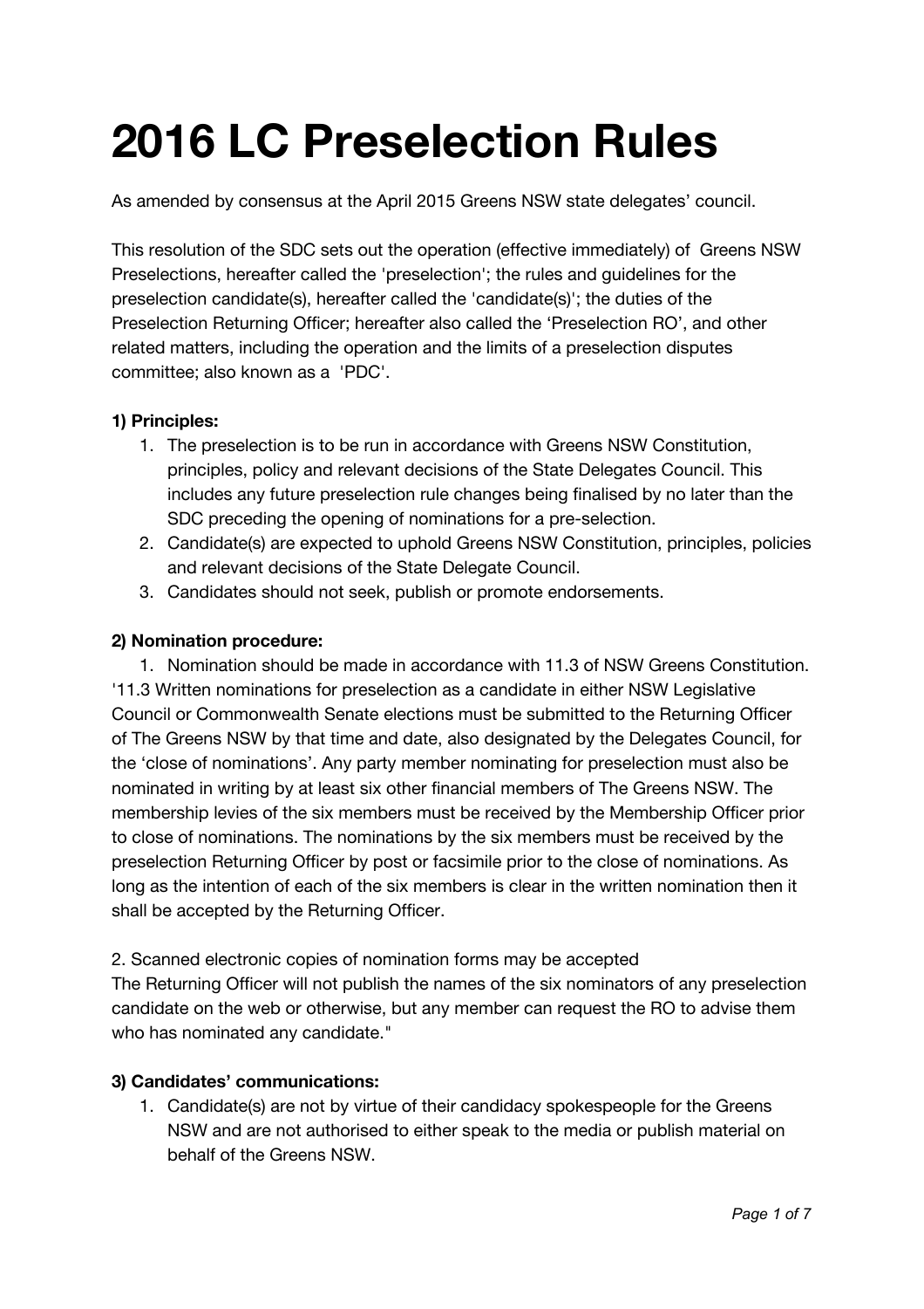# 2016 LC Preselection Rules

As amended by consensus at the April 2015 Greens NSW state delegates' council.

This resolution of the SDC sets out the operation (effective immediately) of Greens NSW Preselections, hereafter called the 'preselection'; the rules and guidelines for the preselection candidate(s), hereafter called the 'candidate(s)'; the duties of the Preselection Returning Officer; hereafter also called the 'Preselection RO', and other related matters, including the operation and the limits of a preselection disputes committee; also known as a 'PDC'.

**1) Principles:**

1. The preselection is to be run in accordance with Greens NSW Constitution, principles, policy and relevant decisions of the State Delegates Council. This includes any future preselection rule changes being finalised by no later than the SDC preceding the opening of nominations for a pre-selection.
2. Candidate(s) are expected to uphold Greens NSW Constitution, principles, policies and relevant decisions of the State Delegate Council.
3. Candidates should not seek, publish or promote endorsements.

**2) Nomination procedure:**

1. Nomination should be made in accordance with 11.3 of NSW Greens Constitution.

'11.3 Written nominations for preselection as a candidate in either NSW Legislative Council or Commonwealth Senate elections must be submitted to the Returning Officer of The Greens NSW by that time and date, also designated by the Delegates Council, for the 'close of nominations'. Any party member nominating for preselection must also be nominated in writing by at least six other financial members of The Greens NSW. The membership levies of the six members must be received by the Membership Officer prior to close of nominations. The nominations by the six members must be received by the preselection Returning Officer by post or facsimile prior to the close of nominations. As long as the intention of each of the six members is clear in the written nomination then it shall be accepted by the Returning Officer.

2. Scanned electronic copies of nomination forms may be accepted

The Returning Officer will not publish the names of the six nominators of any preselection candidate on the web or otherwise, but any member can request the RO to advise them who has nominated any candidate."

**3) Candidates' communications:**

1. Candidate(s) are not by virtue of their candidacy spokespeople for the Greens NSW and are not authorised to either speak to the media or publish material on behalf of the Greens NSW.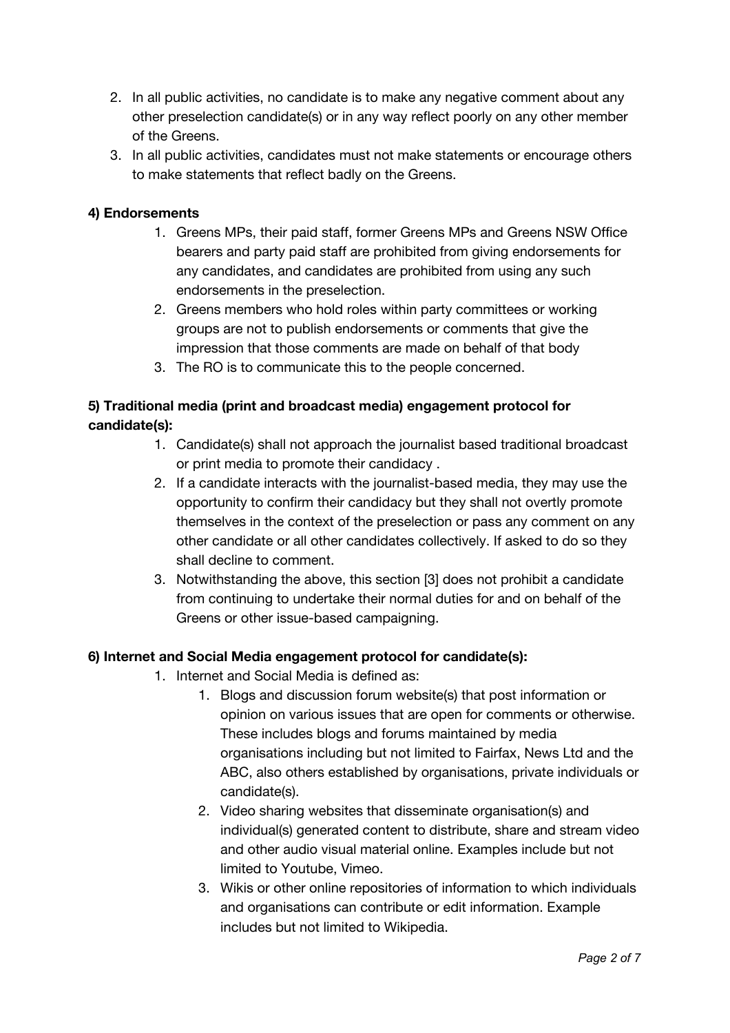2. In all public activities, no candidate is to make any negative comment about any other preselection candidate(s) or in any way reflect poorly on any other member of the Greens.
3. In all public activities, candidates must not make statements or encourage others to make statements that reflect badly on the Greens.

**4) Endorsements**

1. Greens MPs, their paid staff, former Greens MPs and Greens NSW Office bearers and party paid staff are prohibited from giving endorsements for any candidates, and candidates are prohibited from using any such endorsements in the preselection.
2. Greens members who hold roles within party committees or working groups are not to publish endorsements or comments that give the impression that those comments are made on behalf of that body
3. The RO is to communicate this to the people concerned.

**5) Traditional media (print and broadcast media) engagement protocol for candidate(s):**

1. Candidate(s) shall not approach the journalist based traditional broadcast or print media to promote their candidacy .
2. If a candidate interacts with the journalist-based media, they may use the opportunity to confirm their candidacy but they shall not overtly promote themselves in the context of the preselection or pass any comment on any other candidate or all other candidates collectively. If asked to do so they shall decline to comment.
3. Notwithstanding the above, this section [3] does not prohibit a candidate from continuing to undertake their normal duties for and on behalf of the Greens or other issue-based campaigning.

**6) Internet and Social Media engagement protocol for candidate(s):**

1. Internet and Social Media is defined as:
    1. Blogs and discussion forum website(s) that post information or opinion on various issues that are open for comments or otherwise. These includes blogs and forums maintained by media organisations including but not limited to Fairfax, News Ltd and the ABC, also others established by organisations, private individuals or candidate(s).
    2. Video sharing websites that disseminate organisation(s) and individual(s) generated content to distribute, share and stream video and other audio visual material online. Examples include but not limited to Youtube, Vimeo.
    3. Wikis or other online repositories of information to which individuals and organisations can contribute or edit information. Example includes but not limited to Wikipedia.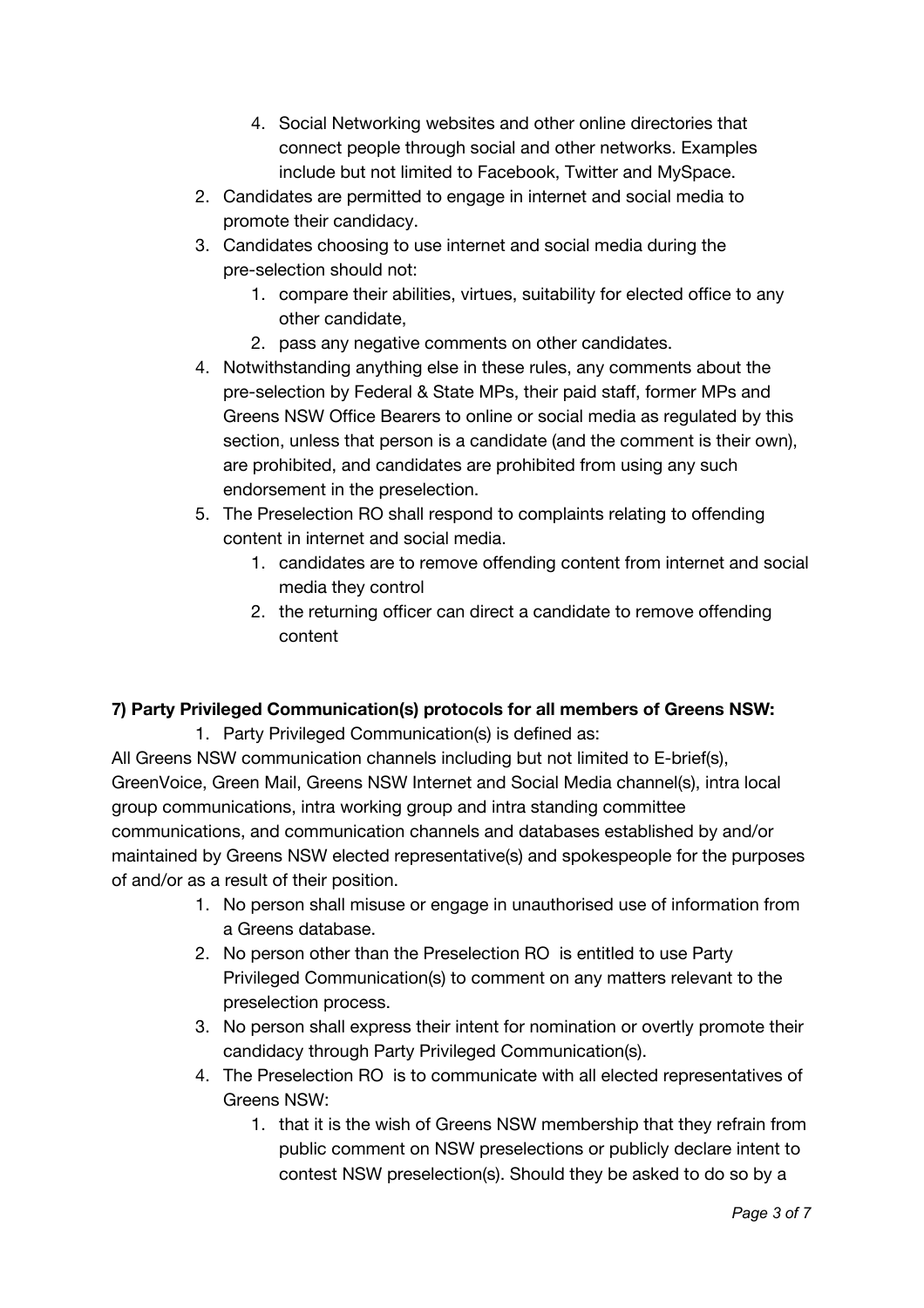4. Social Networking websites and other online directories that connect people through social and other networks. Examples include but not limited to Facebook, Twitter and MySpace.
2. Candidates are permitted to engage in internet and social media to promote their candidacy.
3. Candidates choosing to use internet and social media during the pre-selection should not:
    1. compare their abilities, virtues, suitability for elected office to any other candidate,
    2. pass any negative comments on other candidates.
4. Notwithstanding anything else in these rules, any comments about the pre-selection by Federal & State MPs, their paid staff, former MPs and Greens NSW Office Bearers to online or social media as regulated by this section, unless that person is a candidate (and the comment is their own), are prohibited, and candidates are prohibited from using any such endorsement in the preselection.
5. The Preselection RO shall respond to complaints relating to offending content in internet and social media.
    1. candidates are to remove offending content from internet and social media they control
    2. the returning officer can direct a candidate to remove offending content

**7) Party Privileged Communication(s) protocols for all members of Greens NSW:**

1. Party Privileged Communication(s) is defined as:

All Greens NSW communication channels including but not limited to E-brief(s), GreenVoice, Green Mail, Greens NSW Internet and Social Media channel(s), intra local group communications, intra working group and intra standing committee communications, and communication channels and databases established by and/or maintained by Greens NSW elected representative(s) and spokespeople for the purposes of and/or as a result of their position.

1. No person shall misuse or engage in unauthorised use of information from a Greens database.
2. No person other than the Preselection RO is entitled to use Party Privileged Communication(s) to comment on any matters relevant to the preselection process.
3. No person shall express their intent for nomination or overtly promote their candidacy through Party Privileged Communication(s).
4. The Preselection RO is to communicate with all elected representatives of Greens NSW:
    1. that it is the wish of Greens NSW membership that they refrain from public comment on NSW preselections or publicly declare intent to contest NSW preselection(s). Should they be asked to do so by a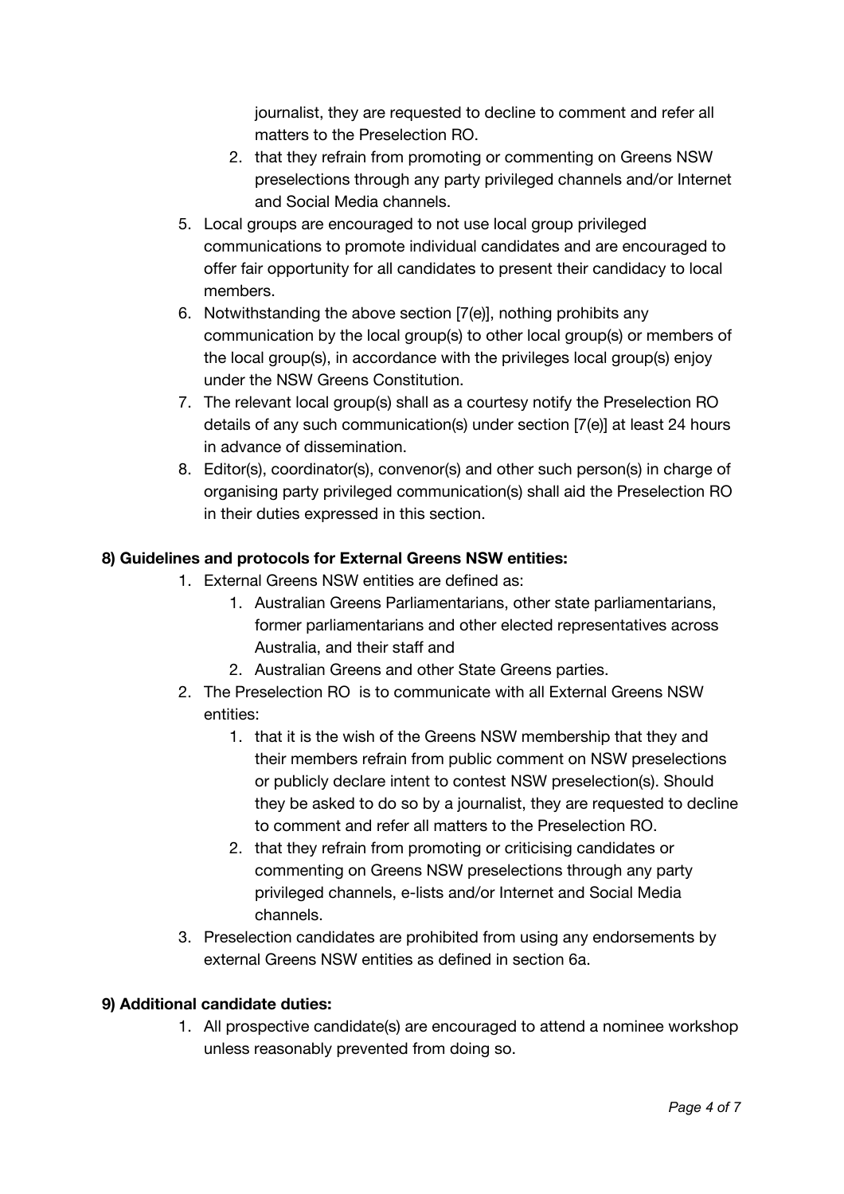journalist, they are requested to decline to comment and refer all matters to the Preselection RO.

   2. that they refrain from promoting or commenting on Greens NSW preselections through any party privileged channels and/or Internet and Social Media channels.

5. Local groups are encouraged to not use local group privileged communications to promote individual candidates and are encouraged to offer fair opportunity for all candidates to present their candidacy to local members.
6. Notwithstanding the above section [7(e)], nothing prohibits any communication by the local group(s) to other local group(s) or members of the local group(s), in accordance with the privileges local group(s) enjoy under the NSW Greens Constitution.
7. The relevant local group(s) shall as a courtesy notify the Preselection RO details of any such communication(s) under section [7(e)] at least 24 hours in advance of dissemination.
8. Editor(s), coordinator(s), convenor(s) and other such person(s) in charge of organising party privileged communication(s) shall aid the Preselection RO in their duties expressed in this section.

**8) Guidelines and protocols for External Greens NSW entities:**

1. External Greens NSW entities are defined as:
   1. Australian Greens Parliamentarians, other state parliamentarians, former parliamentarians and other elected representatives across Australia, and their staff and
   2. Australian Greens and other State Greens parties.
2. The Preselection RO is to communicate with all External Greens NSW entities:
   1. that it is the wish of the Greens NSW membership that they and their members refrain from public comment on NSW preselections or publicly declare intent to contest NSW preselection(s). Should they be asked to do so by a journalist, they are requested to decline to comment and refer all matters to the Preselection RO.
   2. that they refrain from promoting or criticising candidates or commenting on Greens NSW preselections through any party privileged channels, e-lists and/or Internet and Social Media channels.
3. Preselection candidates are prohibited from using any endorsements by external Greens NSW entities as defined in section 6a.

**9) Additional candidate duties:**

1. All prospective candidate(s) are encouraged to attend a nominee workshop unless reasonably prevented from doing so.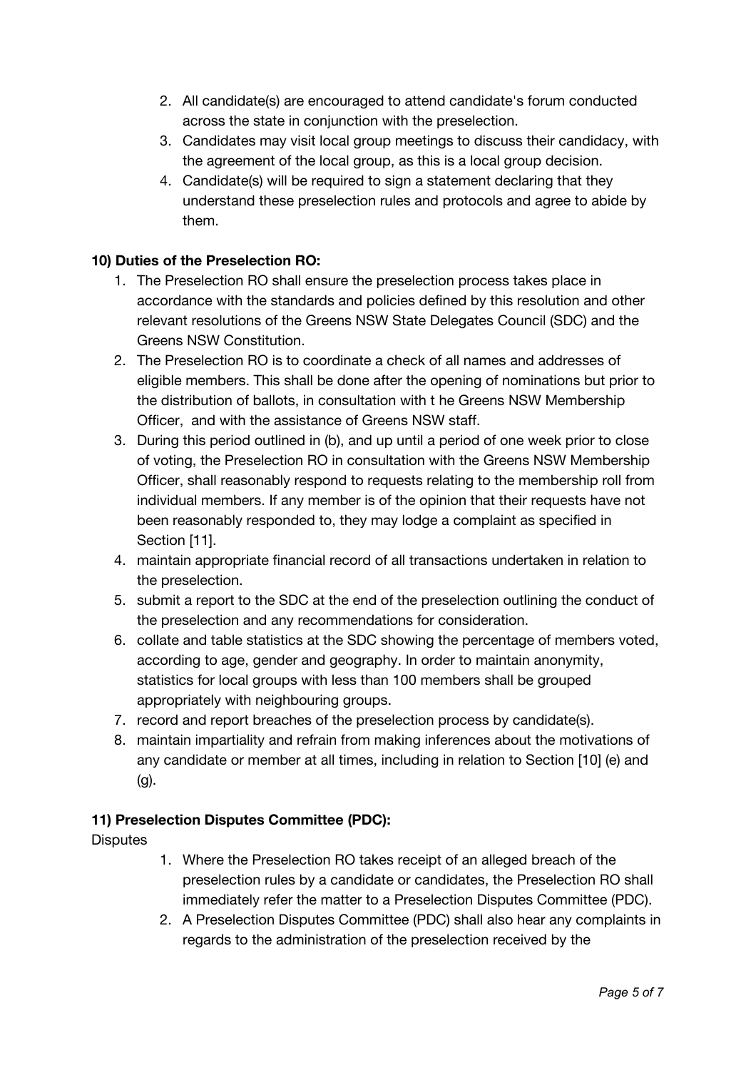2. All candidate(s) are encouraged to attend candidate's forum conducted across the state in conjunction with the preselection.
3. Candidates may visit local group meetings to discuss their candidacy, with the agreement of the local group, as this is a local group decision.
4. Candidate(s) will be required to sign a statement declaring that they understand these preselection rules and protocols and agree to abide by them.

**10) Duties of the Preselection RO:**

1. The Preselection RO shall ensure the preselection process takes place in accordance with the standards and policies defined by this resolution and other relevant resolutions of the Greens NSW State Delegates Council (SDC) and the Greens NSW Constitution.
2. The Preselection RO is to coordinate a check of all names and addresses of eligible members. This shall be done after the opening of nominations but prior to the distribution of ballots, in consultation with t he Greens NSW Membership Officer, and with the assistance of Greens NSW staff.
3. During this period outlined in (b), and up until a period of one week prior to close of voting, the Preselection RO in consultation with the Greens NSW Membership Officer, shall reasonably respond to requests relating to the membership roll from individual members. If any member is of the opinion that their requests have not been reasonably responded to, they may lodge a complaint as specified in Section [11].
4. maintain appropriate financial record of all transactions undertaken in relation to the preselection.
5. submit a report to the SDC at the end of the preselection outlining the conduct of the preselection and any recommendations for consideration.
6. collate and table statistics at the SDC showing the percentage of members voted, according to age, gender and geography. In order to maintain anonymity, statistics for local groups with less than 100 members shall be grouped appropriately with neighbouring groups.
7. record and report breaches of the preselection process by candidate(s).
8. maintain impartiality and refrain from making inferences about the motivations of any candidate or member at all times, including in relation to Section [10] (e) and (g).

**11) Preselection Disputes Committee (PDC):**

Disputes

1. Where the Preselection RO takes receipt of an alleged breach of the preselection rules by a candidate or candidates, the Preselection RO shall immediately refer the matter to a Preselection Disputes Committee (PDC).
2. A Preselection Disputes Committee (PDC) shall also hear any complaints in regards to the administration of the preselection received by the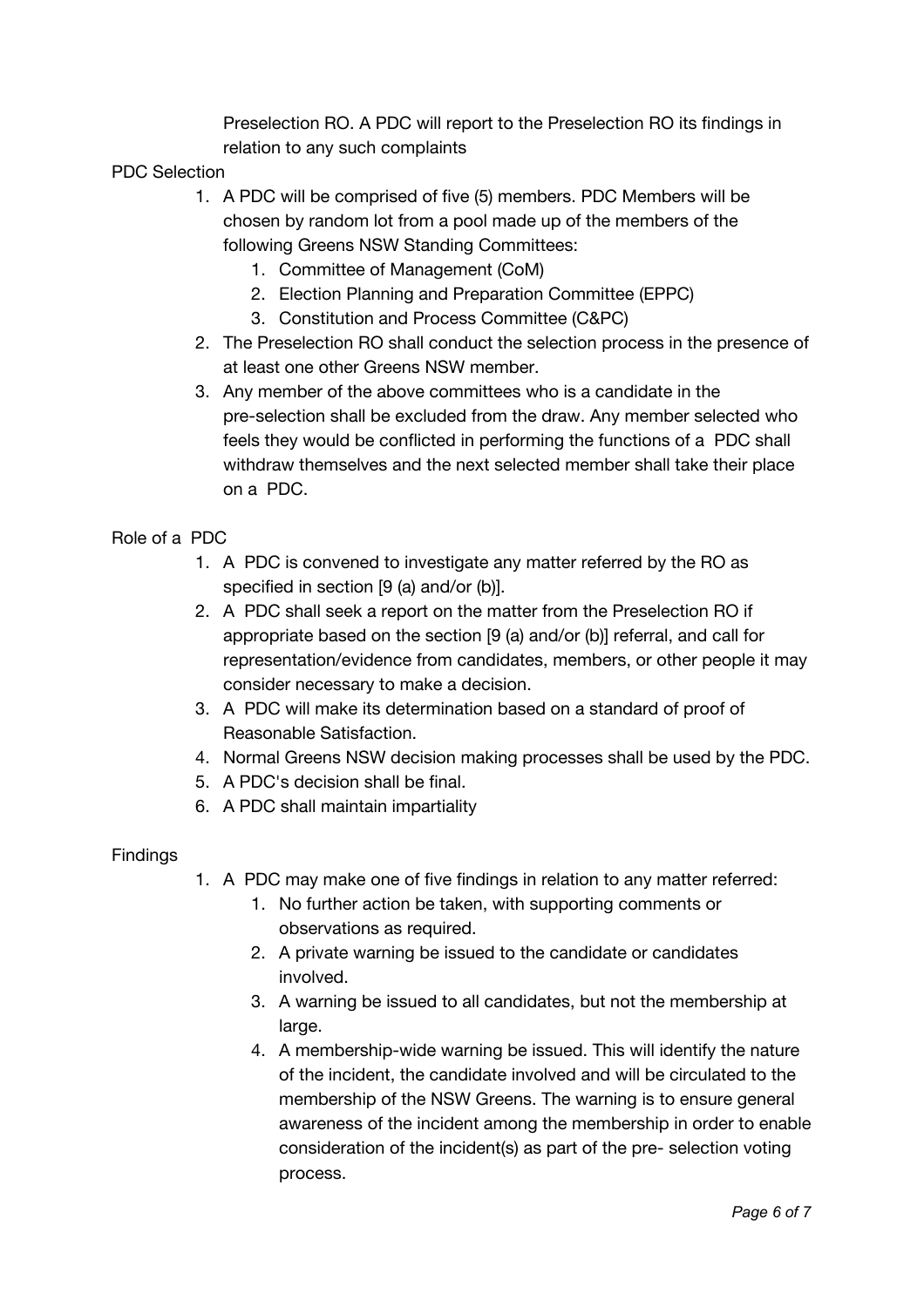Preselection RO. A PDC will report to the Preselection RO its findings in relation to any such complaints

PDC Selection

1. A PDC will be comprised of five (5) members. PDC Members will be chosen by random lot from a pool made up of the members of the following Greens NSW Standing Committees:
    1. Committee of Management (CoM)
    2. Election Planning and Preparation Committee (EPPC)
    3. Constitution and Process Committee (C&PC)
2. The Preselection RO shall conduct the selection process in the presence of at least one other Greens NSW member.
3. Any member of the above committees who is a candidate in the pre-selection shall be excluded from the draw. Any member selected who feels they would be conflicted in performing the functions of a PDC shall withdraw themselves and the next selected member shall take their place on a PDC.

Role of a PDC

1. A PDC is convened to investigate any matter referred by the RO as specified in section [9 (a) and/or (b)].
2. A PDC shall seek a report on the matter from the Preselection RO if appropriate based on the section [9 (a) and/or (b)] referral, and call for representation/evidence from candidates, members, or other people it may consider necessary to make a decision.
3. A PDC will make its determination based on a standard of proof of Reasonable Satisfaction.
4. Normal Greens NSW decision making processes shall be used by the PDC.
5. A PDC's decision shall be final.
6. A PDC shall maintain impartiality

Findings

1. A PDC may make one of five findings in relation to any matter referred:
    1. No further action be taken, with supporting comments or observations as required.
    2. A private warning be issued to the candidate or candidates involved.
    3. A warning be issued to all candidates, but not the membership at large.
    4. A membership-wide warning be issued. This will identify the nature of the incident, the candidate involved and will be circulated to the membership of the NSW Greens. The warning is to ensure general awareness of the incident among the membership in order to enable consideration of the incident(s) as part of the pre- selection voting process.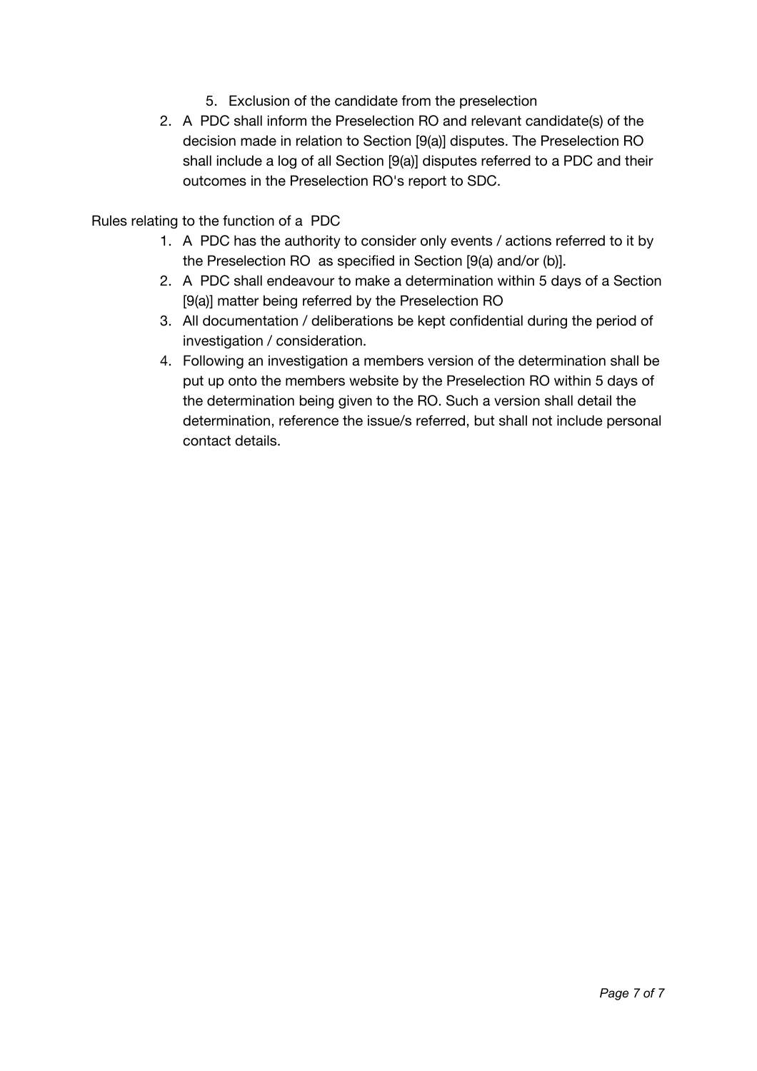5. Exclusion of the candidate from the preselection

2. A PDC shall inform the Preselection RO and relevant candidate(s) of the decision made in relation to Section [9(a)] disputes. The Preselection RO shall include a log of all Section [9(a)] disputes referred to a PDC and their outcomes in the Preselection RO's report to SDC.

Rules relating to the function of a PDC

1. A PDC has the authority to consider only events / actions referred to it by the Preselection RO as specified in Section [9(a) and/or (b)].
2. A PDC shall endeavour to make a determination within 5 days of a Section [9(a)] matter being referred by the Preselection RO
3. All documentation / deliberations be kept confidential during the period of investigation / consideration.
4. Following an investigation a members version of the determination shall be put up onto the members website by the Preselection RO within 5 days of the determination being given to the RO. Such a version shall detail the determination, reference the issue/s referred, but shall not include personal contact details.